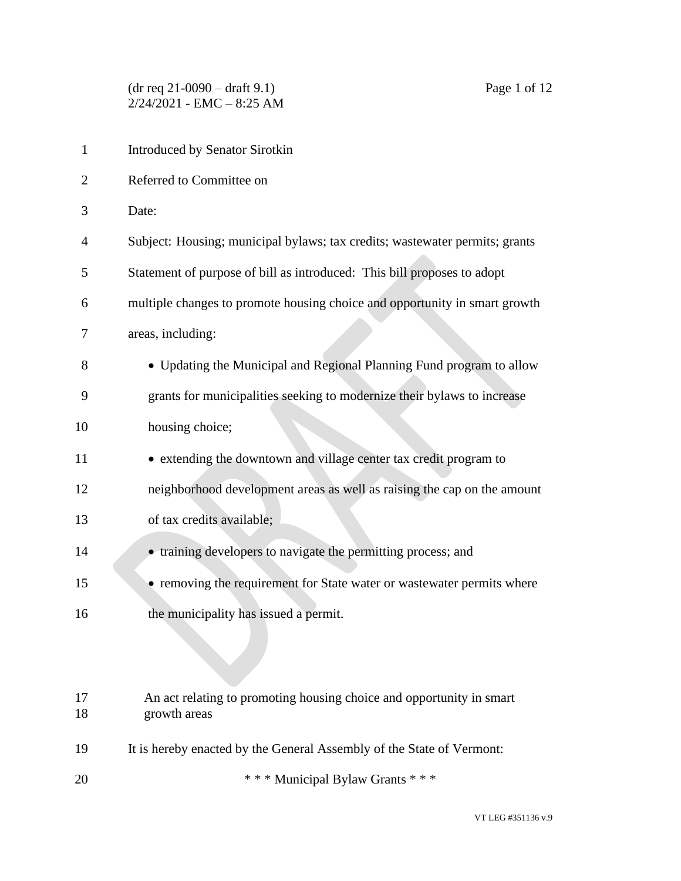(dr req 21-0090 – draft 9.1)
2/24/2021 - EMC – 8:25 AM

Introduced by Senator Sirotkin

Referred to Committee on

Date:

Subject: Housing; municipal bylaws; tax credits; wastewater permits; grants

Statement of purpose of bill as introduced: This bill proposes to adopt multiple changes to promote housing choice and opportunity in smart growth areas, including:

- Updating the Municipal and Regional Planning Fund program to allow grants for municipalities seeking to modernize their bylaws to increase housing choice;
- extending the downtown and village center tax credit program to neighborhood development areas as well as raising the cap on the amount of tax credits available;
- training developers to navigate the permitting process; and
- removing the requirement for State water or wastewater permits where the municipality has issued a permit.

An act relating to promoting housing choice and opportunity in smart growth areas

It is hereby enacted by the General Assembly of the State of Vermont:

\* \* \* Municipal Bylaw Grants \* \* \*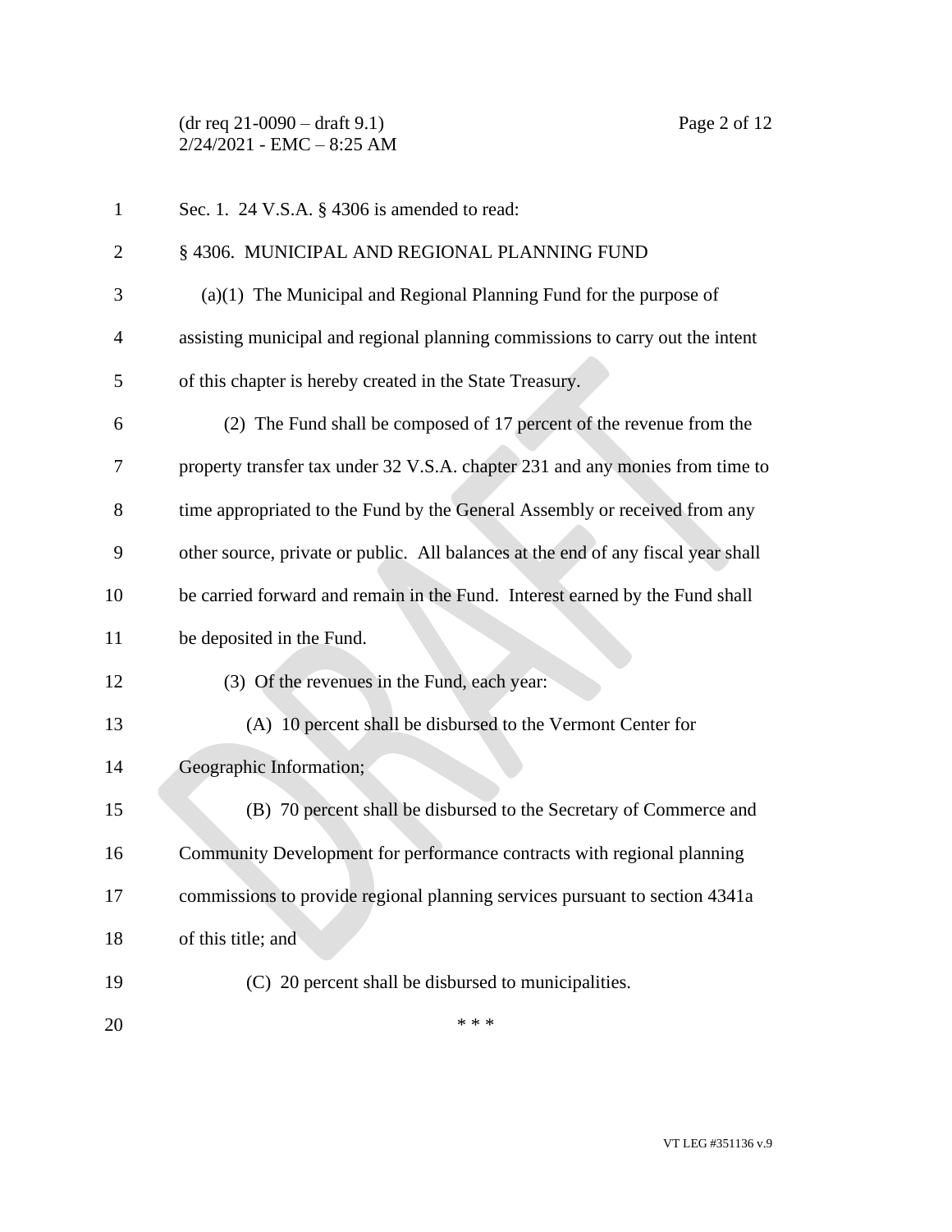Sec. 1. 24 V.S.A. § 4306 is amended to read:

§ 4306. MUNICIPAL AND REGIONAL PLANNING FUND

(a)(1) The Municipal and Regional Planning Fund for the purpose of assisting municipal and regional planning commissions to carry out the intent of this chapter is hereby created in the State Treasury.

(2) The Fund shall be composed of 17 percent of the revenue from the property transfer tax under 32 V.S.A. chapter 231 and any monies from time to time appropriated to the Fund by the General Assembly or received from any other source, private or public. All balances at the end of any fiscal year shall be carried forward and remain in the Fund. Interest earned by the Fund shall be deposited in the Fund.

(3) Of the revenues in the Fund, each year:

(A) 10 percent shall be disbursed to the Vermont Center for Geographic Information;

(B) 70 percent shall be disbursed to the Secretary of Commerce and Community Development for performance contracts with regional planning commissions to provide regional planning services pursuant to section 4341a of this title; and

(C) 20 percent shall be disbursed to municipalities.

\* \* \*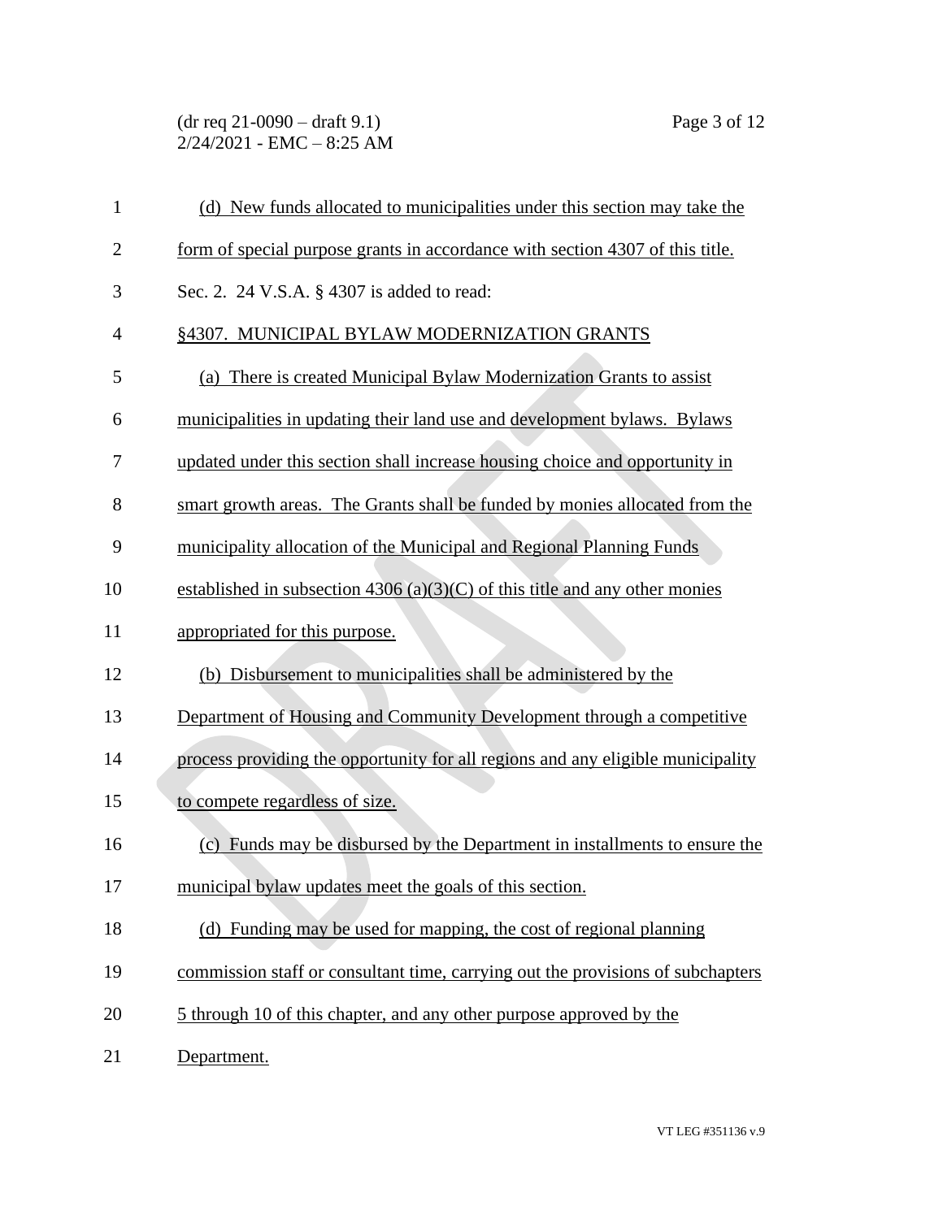(d) New funds allocated to municipalities under this section may take the form of special purpose grants in accordance with section 4307 of this title.

Sec. 2. 24 V.S.A. § 4307 is added to read:

§4307. MUNICIPAL BYLAW MODERNIZATION GRANTS

(a) There is created Municipal Bylaw Modernization Grants to assist municipalities in updating their land use and development bylaws. Bylaws updated under this section shall increase housing choice and opportunity in smart growth areas. The Grants shall be funded by monies allocated from the municipality allocation of the Municipal and Regional Planning Funds established in subsection 4306 (a)(3)(C) of this title and any other monies appropriated for this purpose.

(b) Disbursement to municipalities shall be administered by the Department of Housing and Community Development through a competitive process providing the opportunity for all regions and any eligible municipality to compete regardless of size.

(c) Funds may be disbursed by the Department in installments to ensure the municipal bylaw updates meet the goals of this section.

(d) Funding may be used for mapping, the cost of regional planning commission staff or consultant time, carrying out the provisions of subchapters 5 through 10 of this chapter, and any other purpose approved by the Department.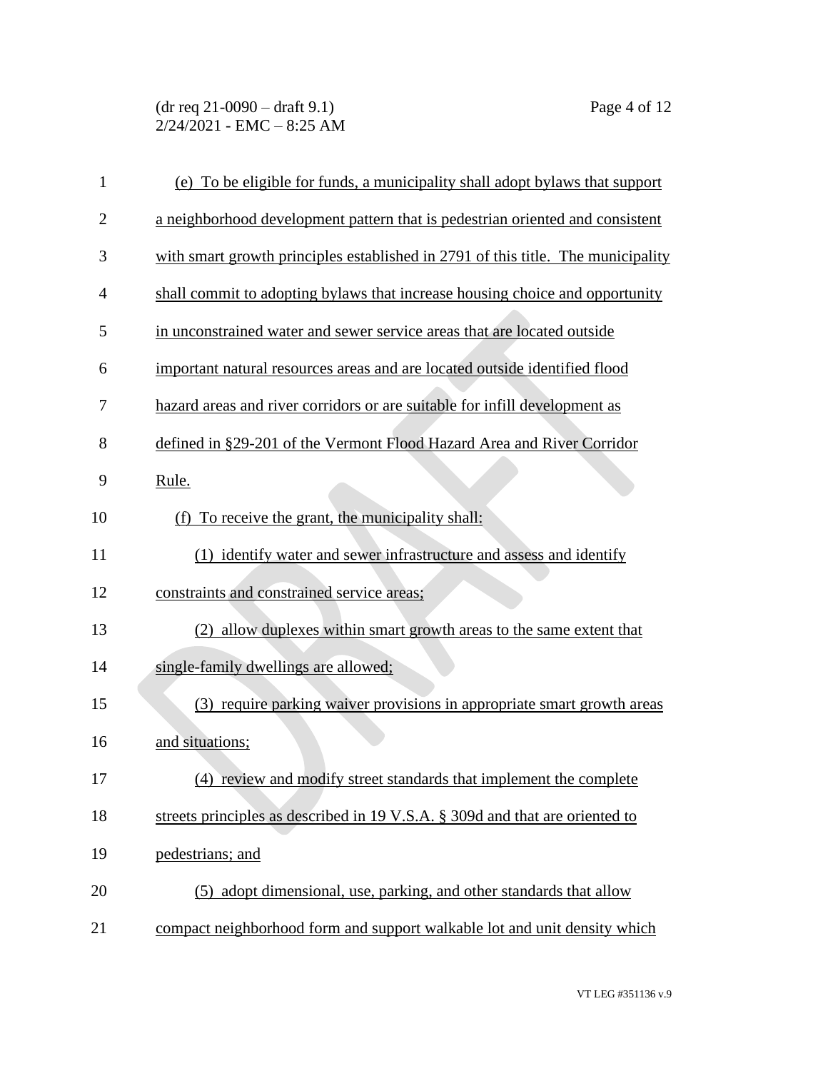(e) To be eligible for funds, a municipality shall adopt bylaws that support a neighborhood development pattern that is pedestrian oriented and consistent with smart growth principles established in 2791 of this title. The municipality shall commit to adopting bylaws that increase housing choice and opportunity in unconstrained water and sewer service areas that are located outside important natural resources areas and are located outside identified flood hazard areas and river corridors or are suitable for infill development as defined in §29-201 of the Vermont Flood Hazard Area and River Corridor Rule.

(f) To receive the grant, the municipality shall:

(1) identify water and sewer infrastructure and assess and identify constraints and constrained service areas;

(2) allow duplexes within smart growth areas to the same extent that single-family dwellings are allowed;

(3) require parking waiver provisions in appropriate smart growth areas and situations;

(4) review and modify street standards that implement the complete streets principles as described in 19 V.S.A. § 309d and that are oriented to pedestrians; and

(5) adopt dimensional, use, parking, and other standards that allow compact neighborhood form and support walkable lot and unit density which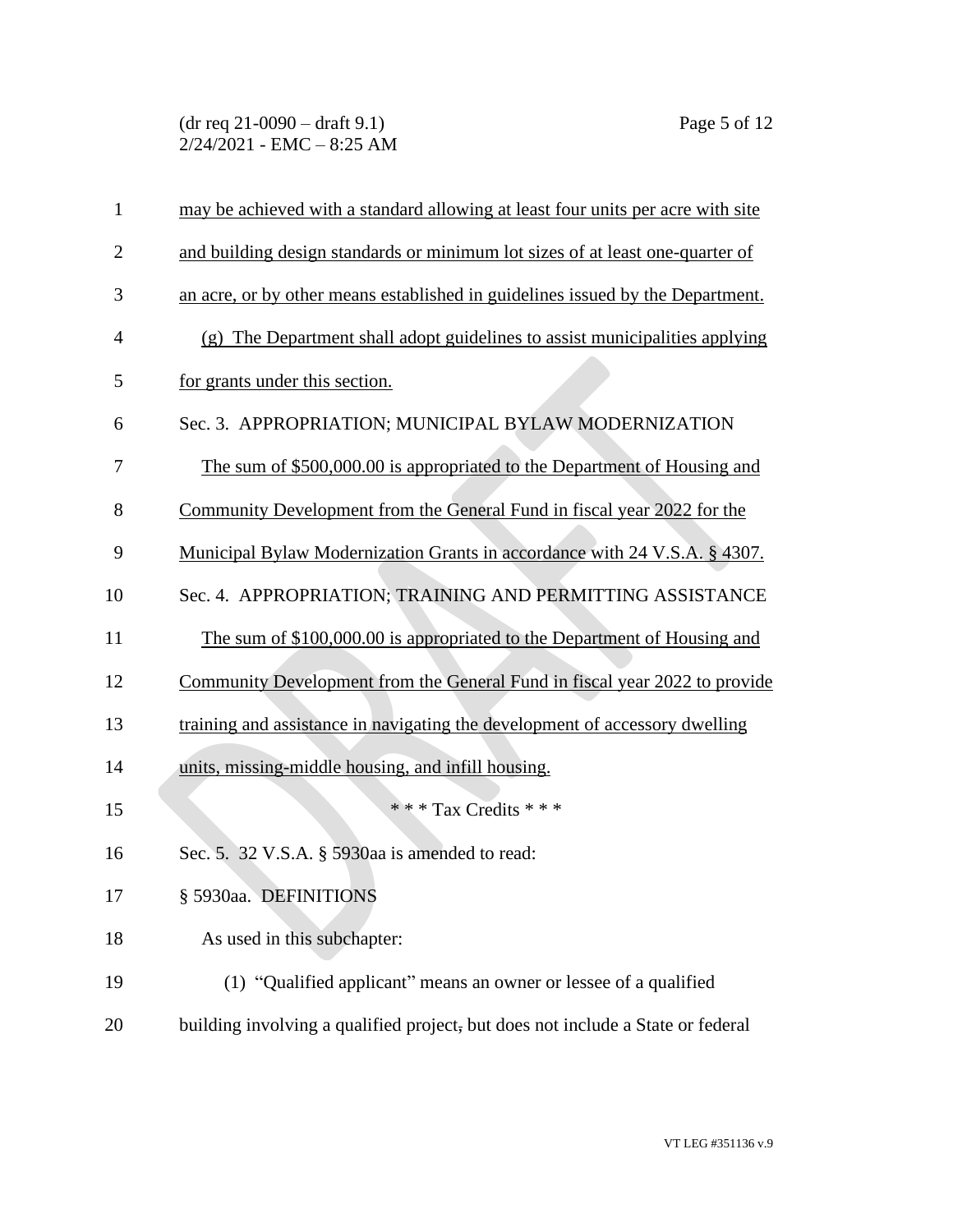may be achieved with a standard allowing at least four units per acre with site and building design standards or minimum lot sizes of at least one-quarter of an acre, or by other means established in guidelines issued by the Department.

(g) The Department shall adopt guidelines to assist municipalities applying for grants under this section.

Sec. 3. APPROPRIATION; MUNICIPAL BYLAW MODERNIZATION

The sum of $500,000.00 is appropriated to the Department of Housing and Community Development from the General Fund in fiscal year 2022 for the Municipal Bylaw Modernization Grants in accordance with 24 V.S.A. § 4307.

Sec. 4. APPROPRIATION; TRAINING AND PERMITTING ASSISTANCE

The sum of $100,000.00 is appropriated to the Department of Housing and Community Development from the General Fund in fiscal year 2022 to provide training and assistance in navigating the development of accessory dwelling units, missing-middle housing, and infill housing.

\* \* \* Tax Credits \* \* \*

Sec. 5. 32 V.S.A. § 5930aa is amended to read:

§ 5930aa. DEFINITIONS

As used in this subchapter:

(1) "Qualified applicant" means an owner or lessee of a qualified building involving a qualified project, but does not include a State or federal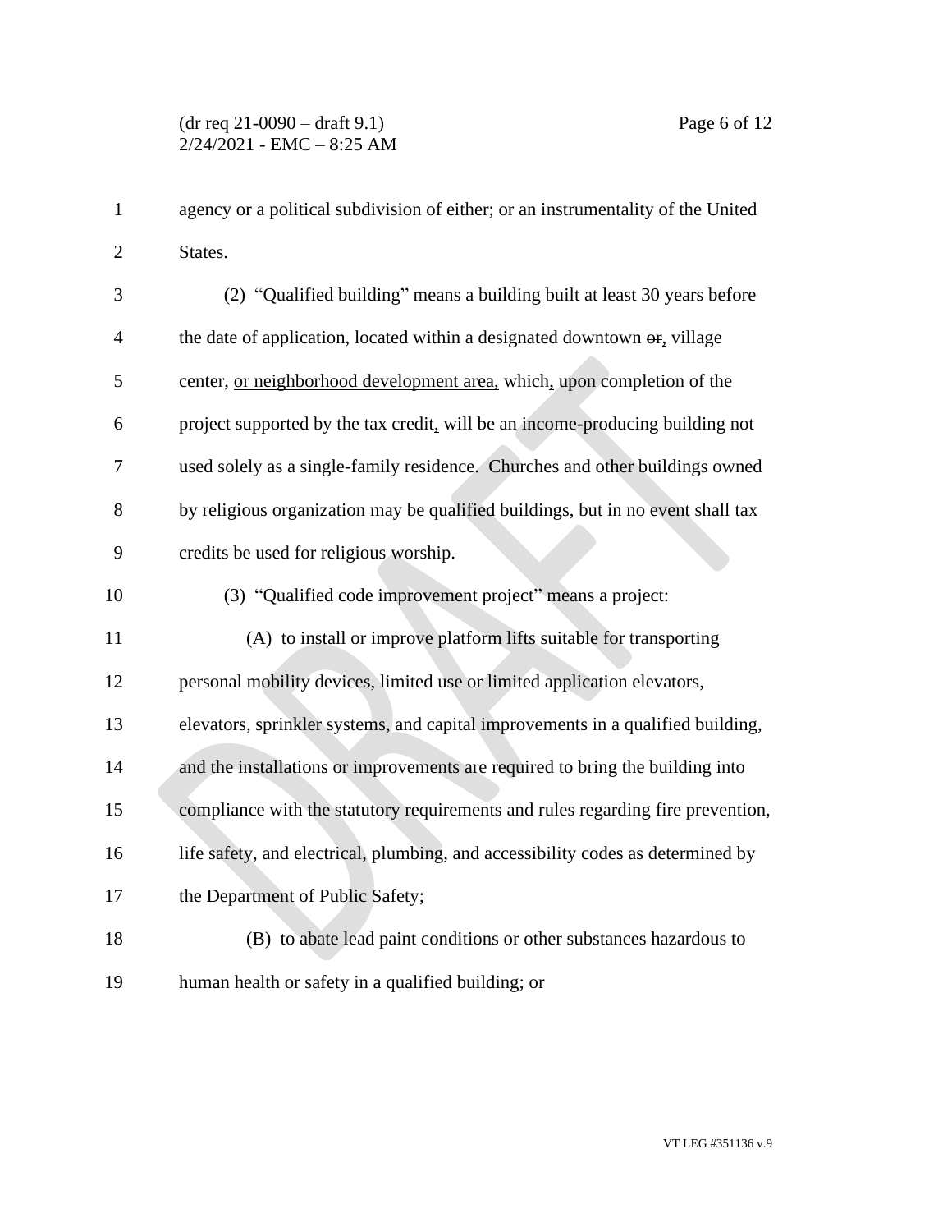agency or a political subdivision of either; or an instrumentality of the United States.

(2) "Qualified building" means a building built at least 30 years before the date of application, located within a designated downtown ~~or~~, village center, <u>or neighborhood development area,</u> which, upon completion of the project supported by the tax credit, will be an income-producing building not used solely as a single-family residence. Churches and other buildings owned by religious organization may be qualified buildings, but in no event shall tax credits be used for religious worship.

(3) "Qualified code improvement project" means a project:

(A) to install or improve platform lifts suitable for transporting personal mobility devices, limited use or limited application elevators, elevators, sprinkler systems, and capital improvements in a qualified building, and the installations or improvements are required to bring the building into compliance with the statutory requirements and rules regarding fire prevention, life safety, and electrical, plumbing, and accessibility codes as determined by the Department of Public Safety;

(B) to abate lead paint conditions or other substances hazardous to human health or safety in a qualified building; or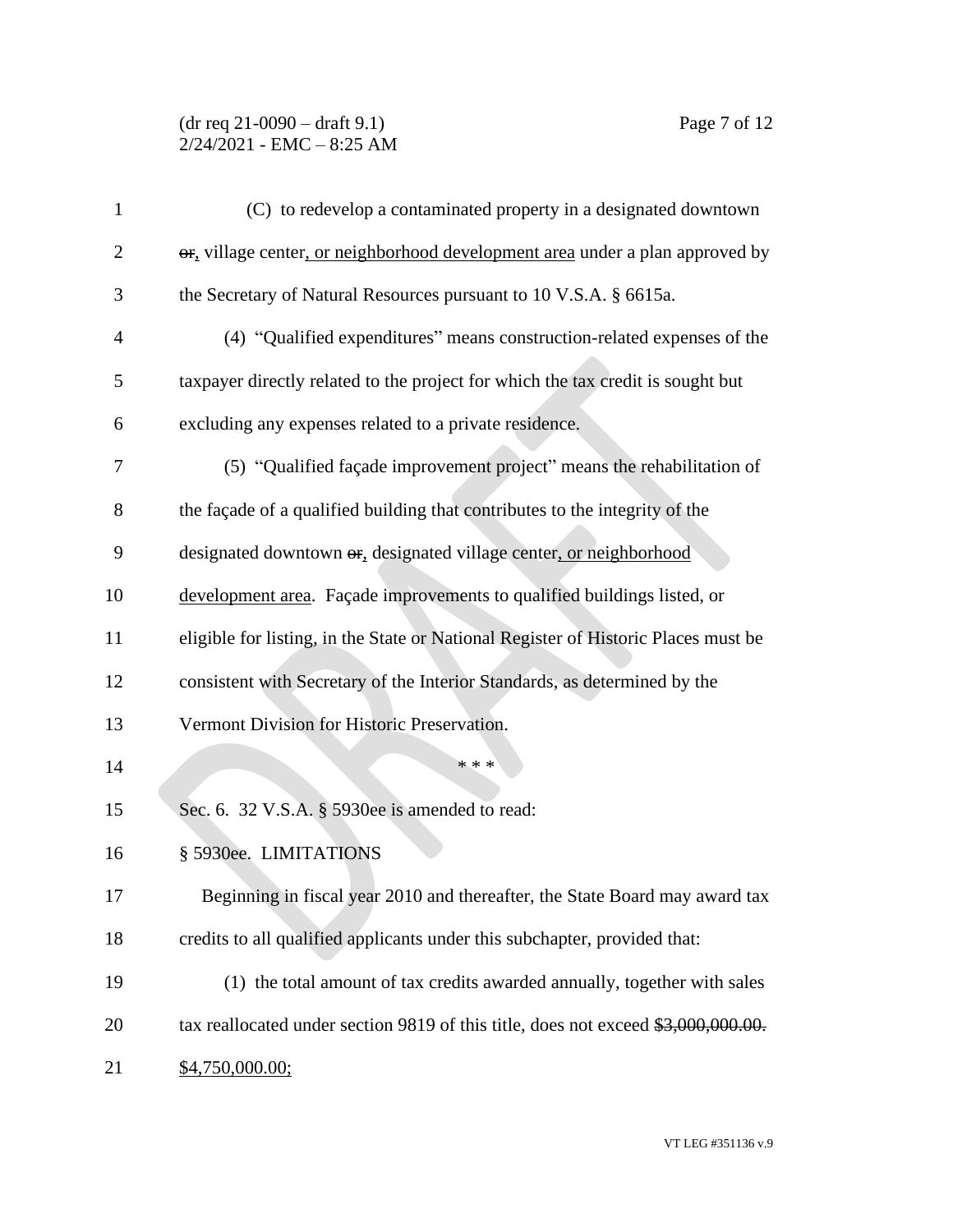(C) to redevelop a contaminated property in a designated downtown ~~or~~, village center, or neighborhood development area under a plan approved by the Secretary of Natural Resources pursuant to 10 V.S.A. § 6615a.

(4) "Qualified expenditures" means construction-related expenses of the taxpayer directly related to the project for which the tax credit is sought but excluding any expenses related to a private residence.

(5) "Qualified façade improvement project" means the rehabilitation of the façade of a qualified building that contributes to the integrity of the designated downtown ~~or~~, designated village center, or neighborhood development area. Façade improvements to qualified buildings listed, or eligible for listing, in the State or National Register of Historic Places must be consistent with Secretary of the Interior Standards, as determined by the Vermont Division for Historic Preservation.

\* \* \*

Sec. 6. 32 V.S.A. § 5930ee is amended to read:

§ 5930ee. LIMITATIONS

Beginning in fiscal year 2010 and thereafter, the State Board may award tax credits to all qualified applicants under this subchapter, provided that:

(1) the total amount of tax credits awarded annually, together with sales tax reallocated under section 9819 of this title, does not exceed ~~$3,000,000.00.~~ $4,750,000.00;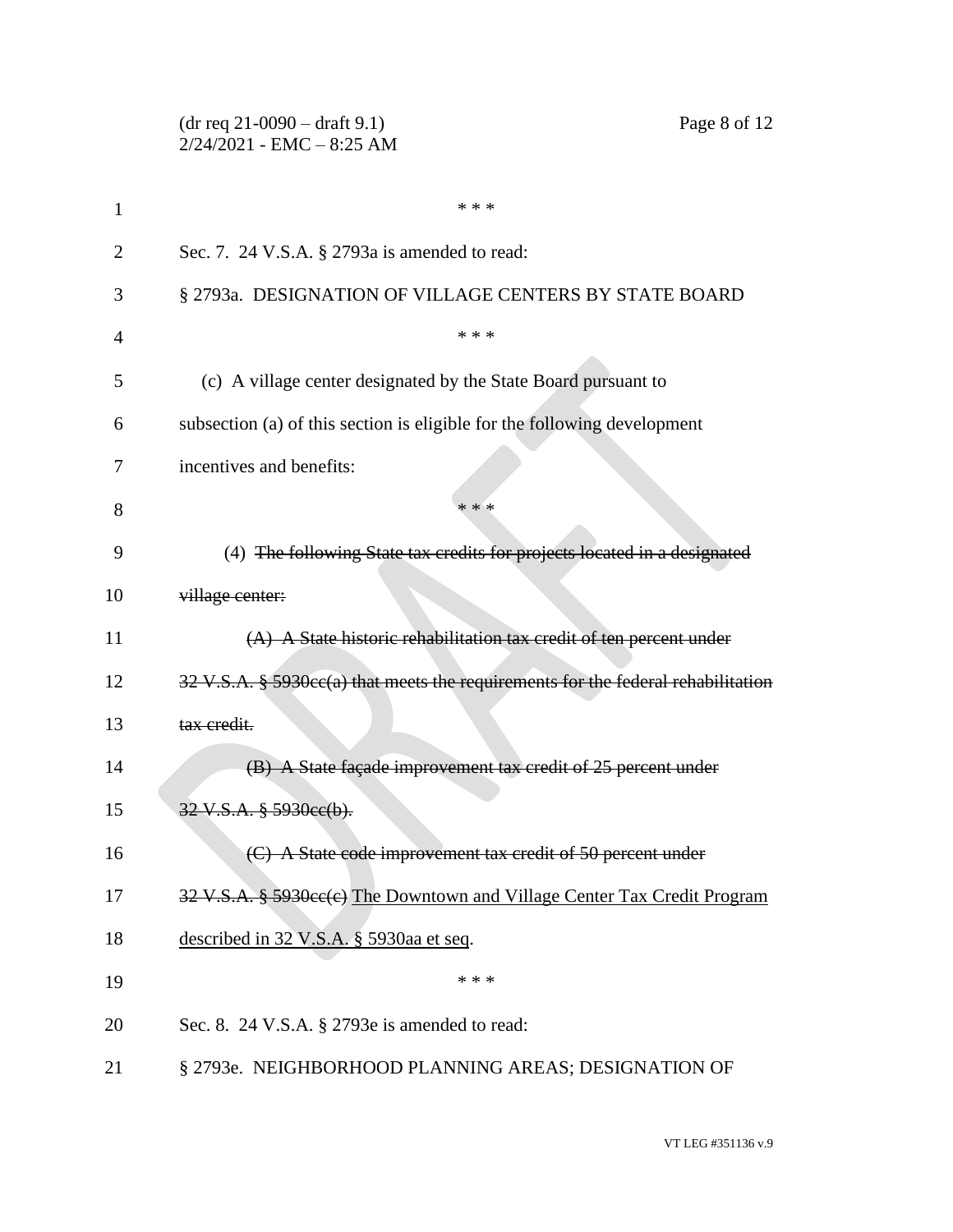\* \* \*

Sec. 7. 24 V.S.A. § 2793a is amended to read:

§ 2793a. DESIGNATION OF VILLAGE CENTERS BY STATE BOARD

\* \* \*

(c) A village center designated by the State Board pursuant to subsection (a) of this section is eligible for the following development incentives and benefits:

\* \* \*

(4) ~~The following State tax credits for projects located in a designated village center:~~

~~(A) A State historic rehabilitation tax credit of ten percent under 32 V.S.A. § 5930cc(a) that meets the requirements for the federal rehabilitation tax credit.~~

~~(B) A State façade improvement tax credit of 25 percent under 32 V.S.A. § 5930cc(b).~~

~~(C) A State code improvement tax credit of 50 percent under 32 V.S.A. § 5930cc(c)~~ <u>The Downtown and Village Center Tax Credit Program described in 32 V.S.A. § 5930aa et seq</u>.

\* \* \*

Sec. 8. 24 V.S.A. § 2793e is amended to read:

§ 2793e. NEIGHBORHOOD PLANNING AREAS; DESIGNATION OF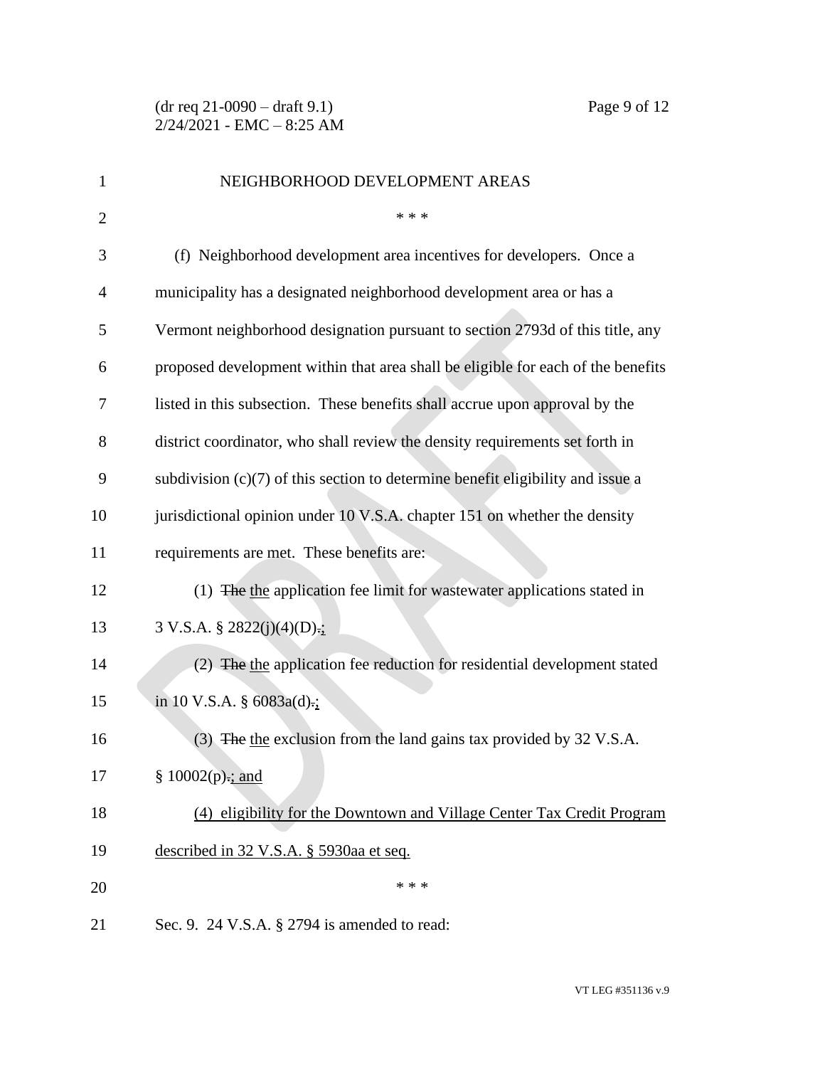NEIGHBORHOOD DEVELOPMENT AREAS

\* \* \*

(f) Neighborhood development area incentives for developers. Once a municipality has a designated neighborhood development area or has a Vermont neighborhood designation pursuant to section 2793d of this title, any proposed development within that area shall be eligible for each of the benefits listed in this subsection. These benefits shall accrue upon approval by the district coordinator, who shall review the density requirements set forth in subdivision (c)(7) of this section to determine benefit eligibility and issue a jurisdictional opinion under 10 V.S.A. chapter 151 on whether the density requirements are met. These benefits are:

(1) ~~The~~ the application fee limit for wastewater applications stated in 3 V.S.A. § 2822(j)(4)(D)~~.~~;

(2) ~~The~~ the application fee reduction for residential development stated in 10 V.S.A. § 6083a(d)~~.~~;

(3) ~~The~~ the exclusion from the land gains tax provided by 32 V.S.A. § 10002(p)~~.~~; and

(4) eligibility for the Downtown and Village Center Tax Credit Program described in 32 V.S.A. § 5930aa et seq.

\* \* \*

Sec. 9. 24 V.S.A. § 2794 is amended to read: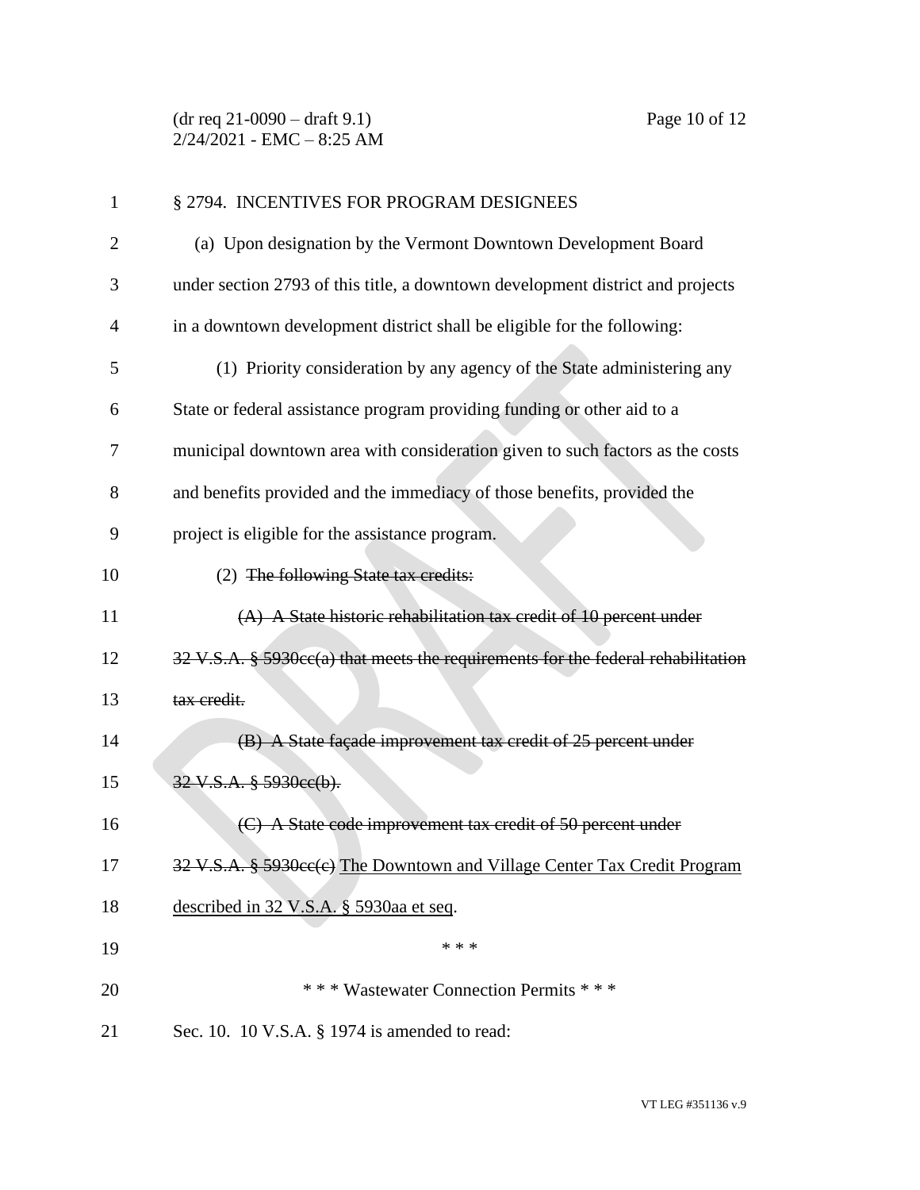§ 2794. INCENTIVES FOR PROGRAM DESIGNEES

(a) Upon designation by the Vermont Downtown Development Board under section 2793 of this title, a downtown development district and projects in a downtown development district shall be eligible for the following:

(1) Priority consideration by any agency of the State administering any State or federal assistance program providing funding or other aid to a municipal downtown area with consideration given to such factors as the costs and benefits provided and the immediacy of those benefits, provided the project is eligible for the assistance program.

(2) ~~The following State tax credits:~~

~~(A) A State historic rehabilitation tax credit of 10 percent under 32 V.S.A. § 5930cc(a) that meets the requirements for the federal rehabilitation tax credit.~~

~~(B) A State façade improvement tax credit of 25 percent under 32 V.S.A. § 5930cc(b).~~

~~(C) A State code improvement tax credit of 50 percent under 32 V.S.A. § 5930cc(c)~~ <u>The Downtown and Village Center Tax Credit Program described in 32 V.S.A. § 5930aa et seq</u>.

\* \* \*

\* \* \* Wastewater Connection Permits \* \* \*

Sec. 10. 10 V.S.A. § 1974 is amended to read: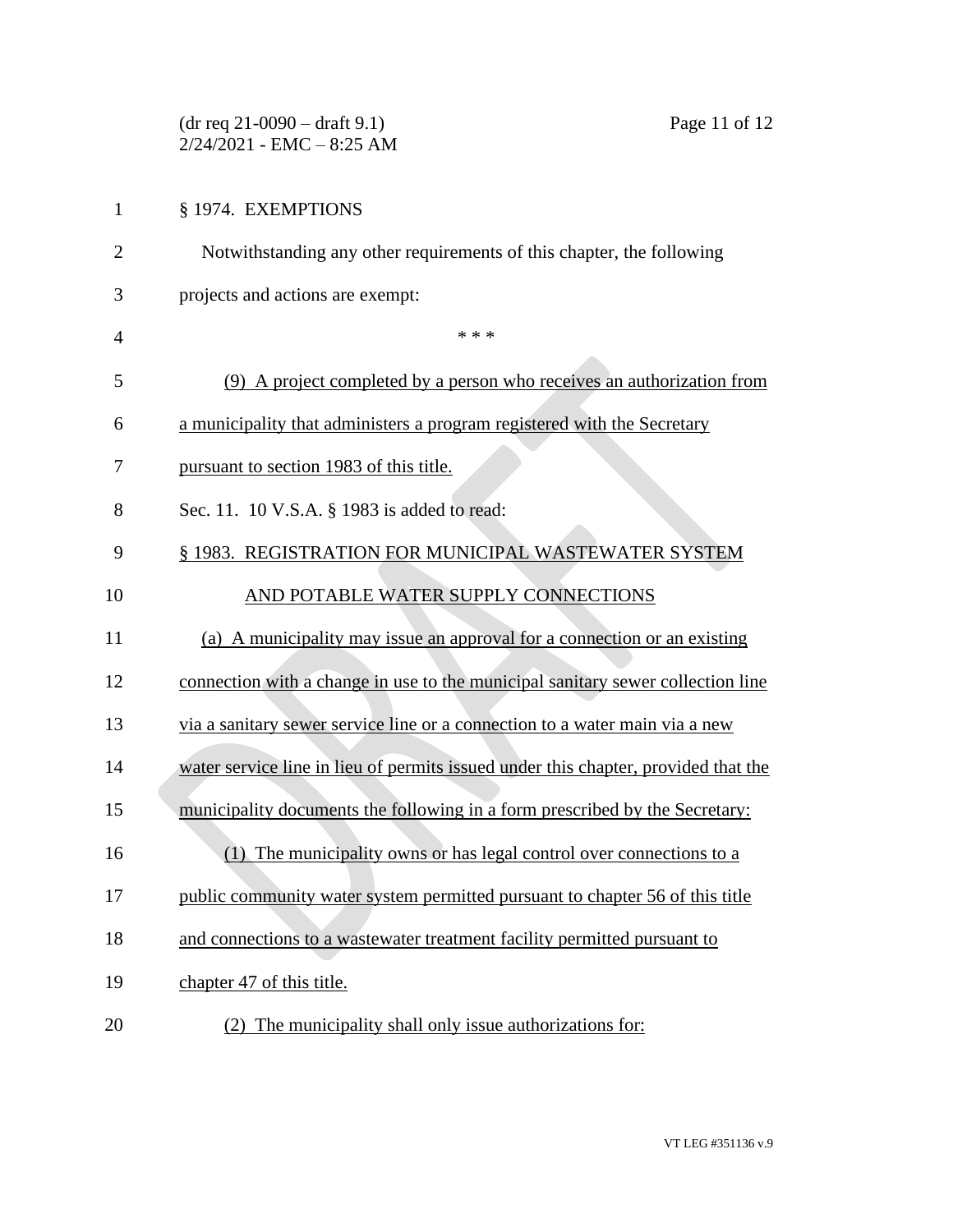§ 1974. EXEMPTIONS

Notwithstanding any other requirements of this chapter, the following projects and actions are exempt:

\* \* \*

(9) A project completed by a person who receives an authorization from a municipality that administers a program registered with the Secretary pursuant to section 1983 of this title.

Sec. 11. 10 V.S.A. § 1983 is added to read:

§ 1983. REGISTRATION FOR MUNICIPAL WASTEWATER SYSTEM AND POTABLE WATER SUPPLY CONNECTIONS

(a) A municipality may issue an approval for a connection or an existing connection with a change in use to the municipal sanitary sewer collection line via a sanitary sewer service line or a connection to a water main via a new water service line in lieu of permits issued under this chapter, provided that the municipality documents the following in a form prescribed by the Secretary:

(1) The municipality owns or has legal control over connections to a public community water system permitted pursuant to chapter 56 of this title and connections to a wastewater treatment facility permitted pursuant to chapter 47 of this title.

(2) The municipality shall only issue authorizations for: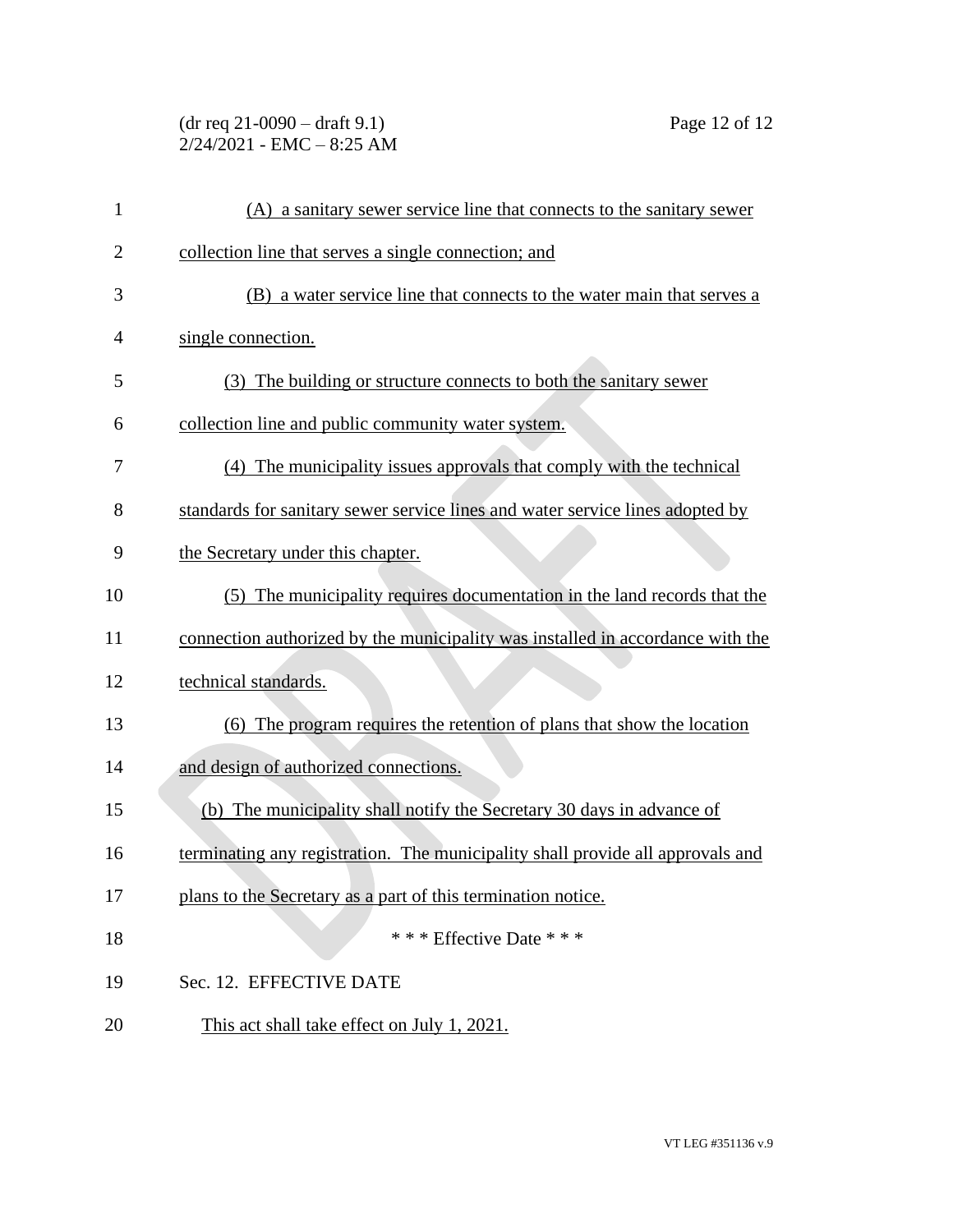(A) a sanitary sewer service line that connects to the sanitary sewer collection line that serves a single connection; and

(B) a water service line that connects to the water main that serves a single connection.

(3) The building or structure connects to both the sanitary sewer collection line and public community water system.

(4) The municipality issues approvals that comply with the technical standards for sanitary sewer service lines and water service lines adopted by the Secretary under this chapter.

(5) The municipality requires documentation in the land records that the connection authorized by the municipality was installed in accordance with the technical standards.

(6) The program requires the retention of plans that show the location and design of authorized connections.

(b) The municipality shall notify the Secretary 30 days in advance of terminating any registration. The municipality shall provide all approvals and plans to the Secretary as a part of this termination notice.

\* \* \* Effective Date \* \* \*

Sec. 12. EFFECTIVE DATE

This act shall take effect on July 1, 2021.